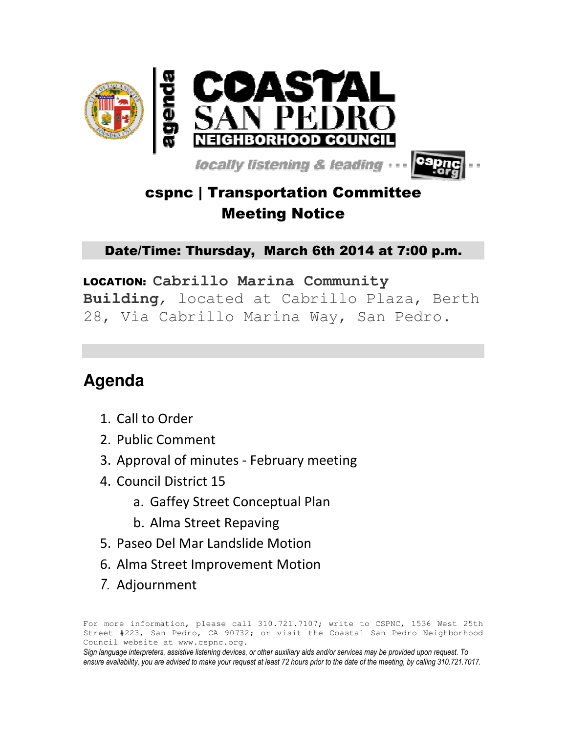# COASTAL SAN PEDRO NEIGHBORHOOD COUNCIL

agenda

*locally listening & leading* ··· cspnc.org

## cspnc | Transportation Committee Meeting Notice

**Date/Time: Thursday, March 6th 2014 at 7:00 p.m.**

**LOCATION: Cabrillo Marina Community Building**, located at Cabrillo Plaza, Berth 28, Via Cabrillo Marina Way, San Pedro.

## Agenda

1. Call to Order
2. Public Comment
3. Approval of minutes - February meeting
4. Council District 15
   a. Gaffey Street Conceptual Plan
   b. Alma Street Repaving
5. Paseo Del Mar Landslide Motion
6. Alma Street Improvement Motion
7. Adjournment

For more information, please call 310.721.7107; write to CSPNC, 1536 West 25th Street #223, San Pedro, CA 90732; or visit the Coastal San Pedro Neighborhood Council website at www.cspnc.org.

*Sign language interpreters, assistive listening devices, or other auxiliary aids and/or services may be provided upon request. To ensure availability, you are advised to make your request at least 72 hours prior to the date of the meeting, by calling 310.721.7017.*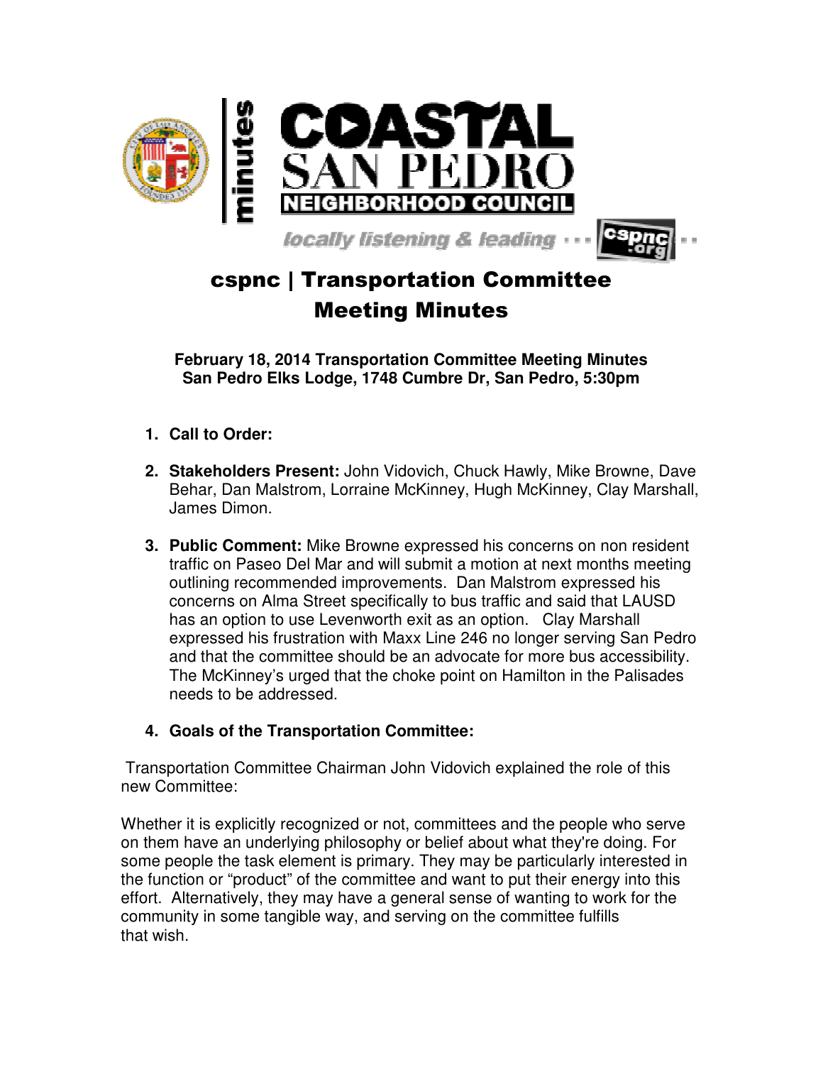# cspnc | Transportation Committee Meeting Minutes

**February 18, 2014 Transportation Committee Meeting Minutes**
**San Pedro Elks Lodge, 1748 Cumbre Dr, San Pedro, 5:30pm**

1. **Call to Order:**

2. **Stakeholders Present:** John Vidovich, Chuck Hawly, Mike Browne, Dave Behar, Dan Malstrom, Lorraine McKinney, Hugh McKinney, Clay Marshall, James Dimon.

3. **Public Comment:** Mike Browne expressed his concerns on non resident traffic on Paseo Del Mar and will submit a motion at next months meeting outlining recommended improvements. Dan Malstrom expressed his concerns on Alma Street specifically to bus traffic and said that LAUSD has an option to use Levenworth exit as an option. Clay Marshall expressed his frustration with Maxx Line 246 no longer serving San Pedro and that the committee should be an advocate for more bus accessibility. The McKinney's urged that the choke point on Hamilton in the Palisades needs to be addressed.

4. **Goals of the Transportation Committee:**

Transportation Committee Chairman John Vidovich explained the role of this new Committee:

Whether it is explicitly recognized or not, committees and the people who serve on them have an underlying philosophy or belief about what they're doing. For some people the task element is primary. They may be particularly interested in the function or "product" of the committee and want to put their energy into this effort. Alternatively, they may have a general sense of wanting to work for the community in some tangible way, and serving on the committee fulfills that wish.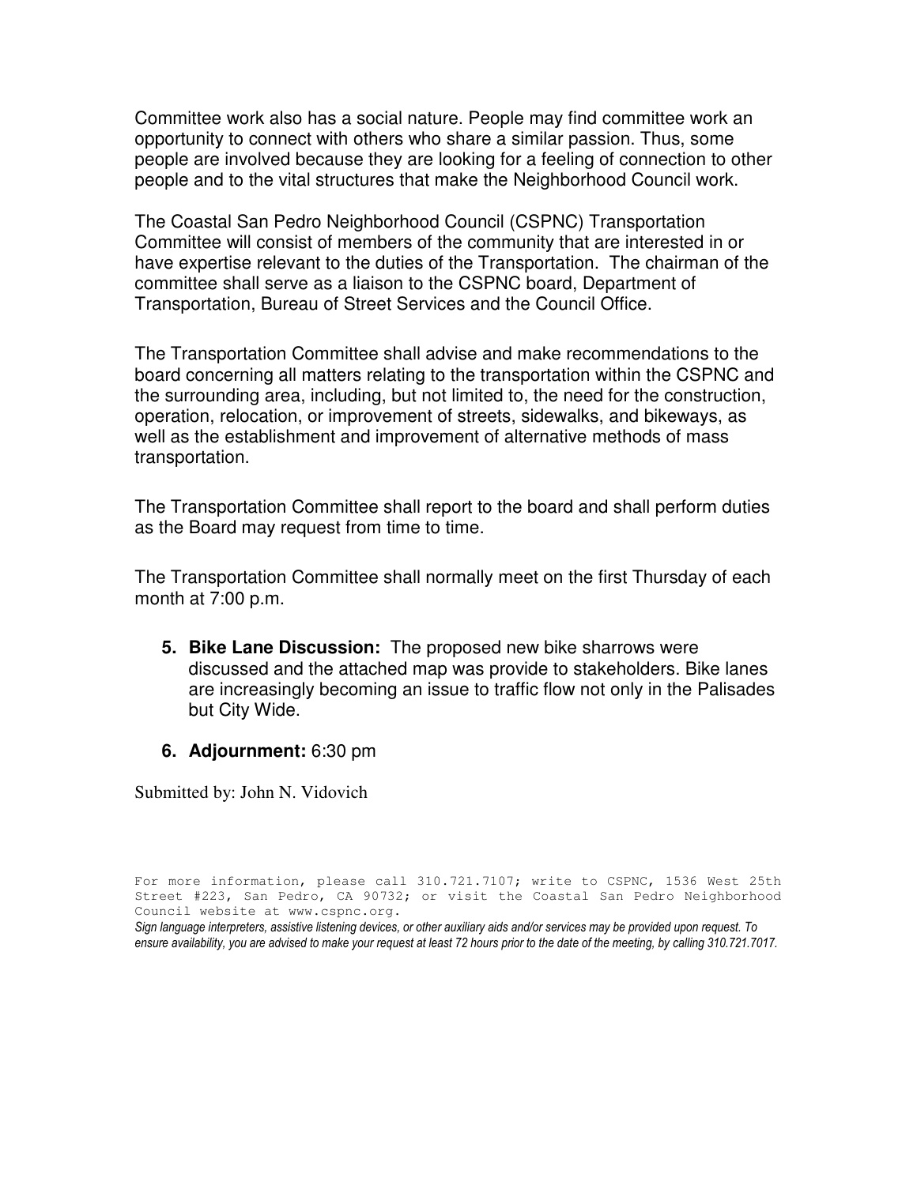Committee work also has a social nature. People may find committee work an opportunity to connect with others who share a similar passion. Thus, some people are involved because they are looking for a feeling of connection to other people and to the vital structures that make the Neighborhood Council work.

The Coastal San Pedro Neighborhood Council (CSPNC) Transportation Committee will consist of members of the community that are interested in or have expertise relevant to the duties of the Transportation. The chairman of the committee shall serve as a liaison to the CSPNC board, Department of Transportation, Bureau of Street Services and the Council Office.

The Transportation Committee shall advise and make recommendations to the board concerning all matters relating to the transportation within the CSPNC and the surrounding area, including, but not limited to, the need for the construction, operation, relocation, or improvement of streets, sidewalks, and bikeways, as well as the establishment and improvement of alternative methods of mass transportation.

The Transportation Committee shall report to the board and shall perform duties as the Board may request from time to time.

The Transportation Committee shall normally meet on the first Thursday of each month at 7:00 p.m.

5. **Bike Lane Discussion:** The proposed new bike sharrows were discussed and the attached map was provide to stakeholders. Bike lanes are increasingly becoming an issue to traffic flow not only in the Palisades but City Wide.

6. **Adjournment:** 6:30 pm

Submitted by: John N. Vidovich

For more information, please call 310.721.7107; write to CSPNC, 1536 West 25th Street #223, San Pedro, CA 90732; or visit the Coastal San Pedro Neighborhood Council website at www.cspnc.org.

*Sign language interpreters, assistive listening devices, or other auxiliary aids and/or services may be provided upon request. To ensure availability, you are advised to make your request at least 72 hours prior to the date of the meeting, by calling 310.721.7017.*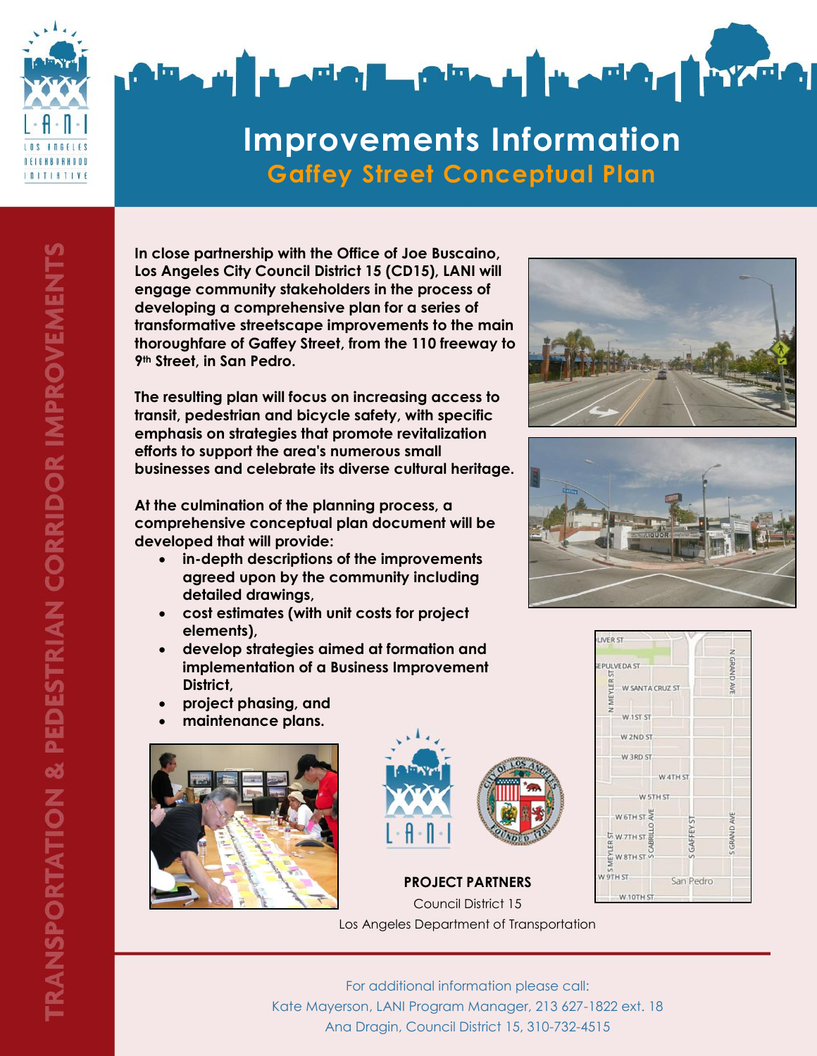# Improvements Information

## Gaffey Street Conceptual Plan

TRANSPORTATION & PEDESTRIAN CORRIDOR IMPROVEMENTS

**In close partnership with the Office of Joe Buscaino, Los Angeles City Council District 15 (CD15), LANI will engage community stakeholders in the process of developing a comprehensive plan for a series of transformative streetscape improvements to the main thoroughfare of Gaffey Street, from the 110 freeway to 9th Street, in San Pedro.**

**The resulting plan will focus on increasing access to transit, pedestrian and bicycle safety, with specific emphasis on strategies that promote revitalization efforts to support the area's numerous small businesses and celebrate its diverse cultural heritage.**

**At the culmination of the planning process, a comprehensive conceptual plan document will be developed that will provide:**

- **in-depth descriptions of the improvements agreed upon by the community including detailed drawings,**
- **cost estimates (with unit costs for project elements),**
- **develop strategies aimed at formation and implementation of a Business Improvement District,**
- **project phasing, and**
- **maintenance plans.**

**PROJECT PARTNERS**

Council District 15

Los Angeles Department of Transportation

For additional information please call:

Kate Mayerson, LANI Program Manager, 213 627-1822 ext. 18

Ana Dragin, Council District 15, 310-732-4515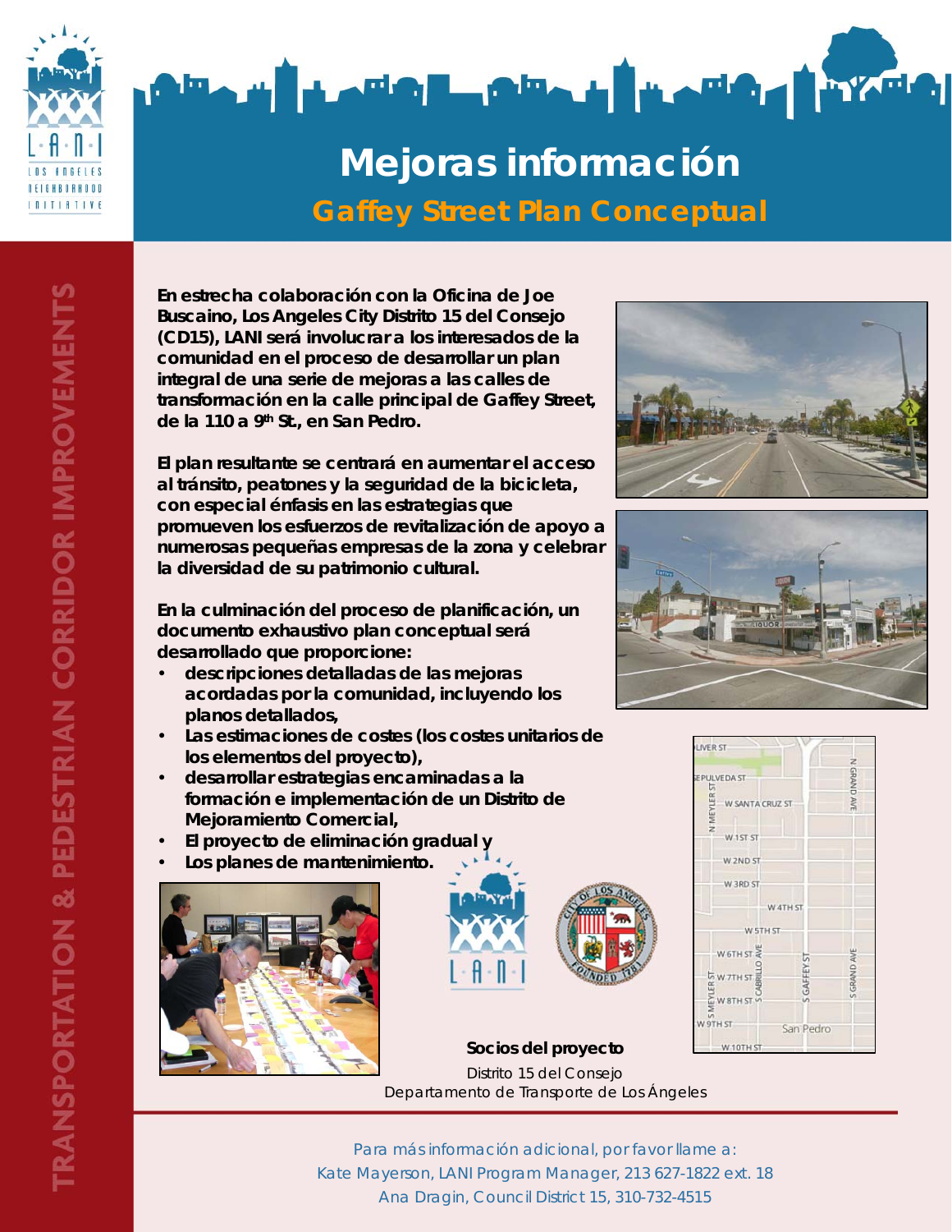# Mejoras información

## Gaffey Street Plan Conceptual

**En estrecha colaboración con la Oficina de Joe Buscaino, Los Angeles City Distrito 15 del Consejo (CD15), LANI será involucrar a los interesados de la comunidad en el proceso de desarrollar un plan integral de una serie de mejoras a las calles de transformación en la calle principal de Gaffey Street, de la 110 a 9th St., en San Pedro.**

**El plan resultante se centrará en aumentar el acceso al tránsito, peatones y la seguridad de la bicicleta, con especial énfasis en las estrategias que promueven los esfuerzos de revitalización de apoyo a numerosas pequeñas empresas de la zona y celebrar la diversidad de su patrimonio cultural.**

**En la culminación del proceso de planificación, un documento exhaustivo plan conceptual será desarrollado que proporcione:**

- **descripciones detalladas de las mejoras acordadas por la comunidad, incluyendo los planos detallados,**
- **Las estimaciones de costes (los costes unitarios de los elementos del proyecto),**
- **desarrollar estrategias encaminadas a la formación e implementación de un Distrito de Mejoramiento Comercial,**
- **El proyecto de eliminación gradual y**
- **Los planes de mantenimiento.**

**Socios del proyecto**

Distrito 15 del Consejo
Departamento de Transporte de Los Ángeles

TRANSPORTATION & PEDESTRIAN CORRIDOR IMPROVEMENTS

Para más información adicional, por favor llame a:
Kate Mayerson, LANI Program Manager, 213 627-1822 ext. 18
Ana Dragin, Council District 15, 310-732-4515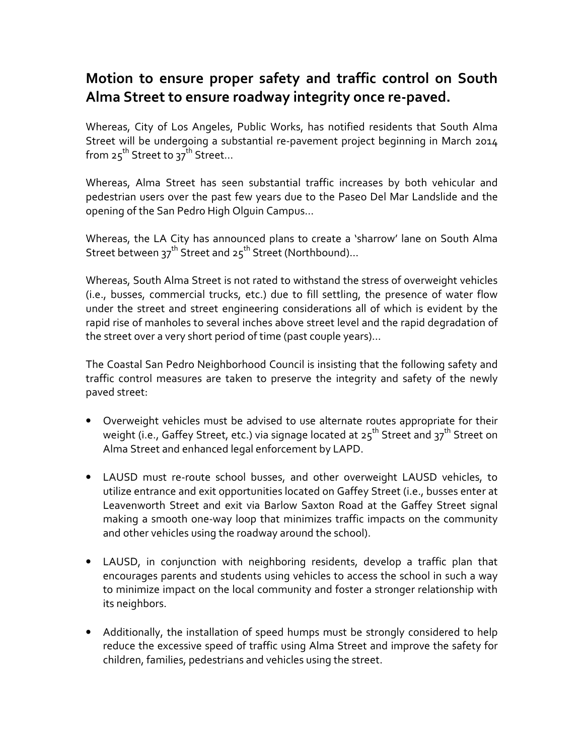## Motion to ensure proper safety and traffic control on South Alma Street to ensure roadway integrity once re-paved.

Whereas, City of Los Angeles, Public Works, has notified residents that South Alma Street will be undergoing a substantial re-pavement project beginning in March 2014 from 25th Street to 37th Street…

Whereas, Alma Street has seen substantial traffic increases by both vehicular and pedestrian users over the past few years due to the Paseo Del Mar Landslide and the opening of the San Pedro High Olguin Campus…

Whereas, the LA City has announced plans to create a 'sharrow' lane on South Alma Street between 37th Street and 25th Street (Northbound)…

Whereas, South Alma Street is not rated to withstand the stress of overweight vehicles (i.e., busses, commercial trucks, etc.) due to fill settling, the presence of water flow under the street and street engineering considerations all of which is evident by the rapid rise of manholes to several inches above street level and the rapid degradation of the street over a very short period of time (past couple years)…

The Coastal San Pedro Neighborhood Council is insisting that the following safety and traffic control measures are taken to preserve the integrity and safety of the newly paved street:

- Overweight vehicles must be advised to use alternate routes appropriate for their weight (i.e., Gaffey Street, etc.) via signage located at 25th Street and 37th Street on Alma Street and enhanced legal enforcement by LAPD.

- LAUSD must re-route school busses, and other overweight LAUSD vehicles, to utilize entrance and exit opportunities located on Gaffey Street (i.e., busses enter at Leavenworth Street and exit via Barlow Saxton Road at the Gaffey Street signal making a smooth one-way loop that minimizes traffic impacts on the community and other vehicles using the roadway around the school).

- LAUSD, in conjunction with neighboring residents, develop a traffic plan that encourages parents and students using vehicles to access the school in such a way to minimize impact on the local community and foster a stronger relationship with its neighbors.

- Additionally, the installation of speed humps must be strongly considered to help reduce the excessive speed of traffic using Alma Street and improve the safety for children, families, pedestrians and vehicles using the street.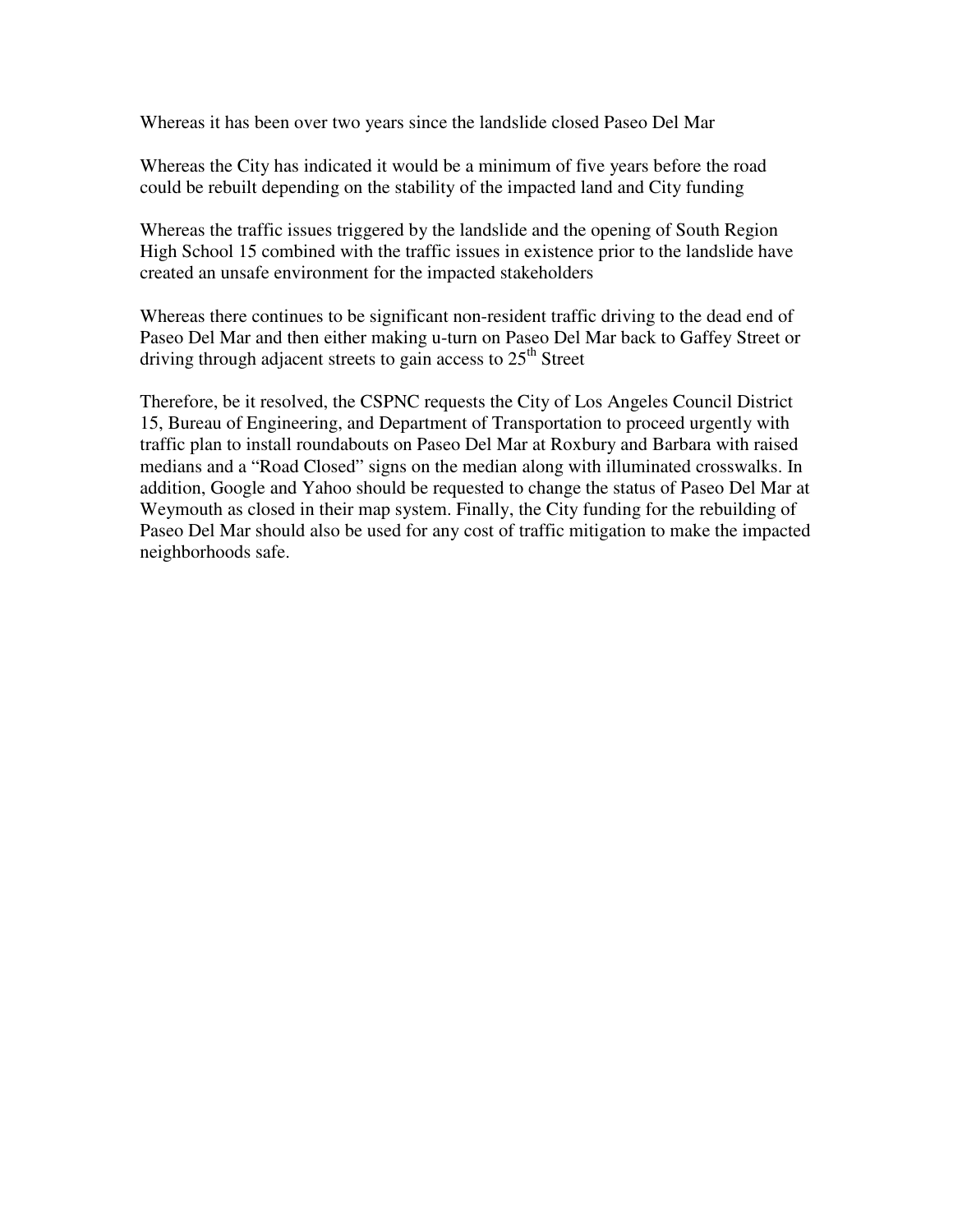Whereas it has been over two years since the landslide closed Paseo Del Mar

Whereas the City has indicated it would be a minimum of five years before the road could be rebuilt depending on the stability of the impacted land and City funding

Whereas the traffic issues triggered by the landslide and the opening of South Region High School 15 combined with the traffic issues in existence prior to the landslide have created an unsafe environment for the impacted stakeholders

Whereas there continues to be significant non-resident traffic driving to the dead end of Paseo Del Mar and then either making u-turn on Paseo Del Mar back to Gaffey Street or driving through adjacent streets to gain access to 25th Street

Therefore, be it resolved, the CSPNC requests the City of Los Angeles Council District 15, Bureau of Engineering, and Department of Transportation to proceed urgently with traffic plan to install roundabouts on Paseo Del Mar at Roxbury and Barbara with raised medians and a "Road Closed" signs on the median along with illuminated crosswalks. In addition, Google and Yahoo should be requested to change the status of Paseo Del Mar at Weymouth as closed in their map system. Finally, the City funding for the rebuilding of Paseo Del Mar should also be used for any cost of traffic mitigation to make the impacted neighborhoods safe.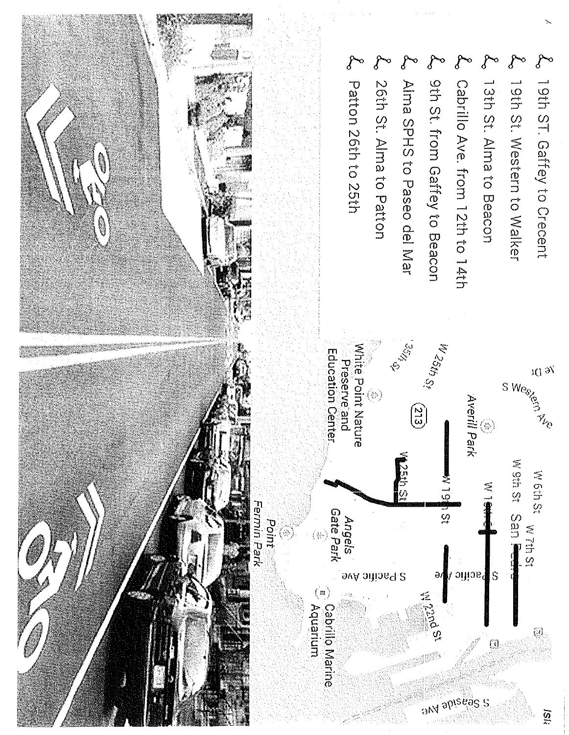- 19th ST. Gaffey to Crecent
- 19th St. Western to Walker
- 13th St. Alma to Beacon
- Cabrillo Ave. from 12th to 14th
- 9th St. from Gaffey to Beacon
- Alma SPHS to Paseo del Mar
- 26th St. Alma to Patton
- Patton 26th to 25th